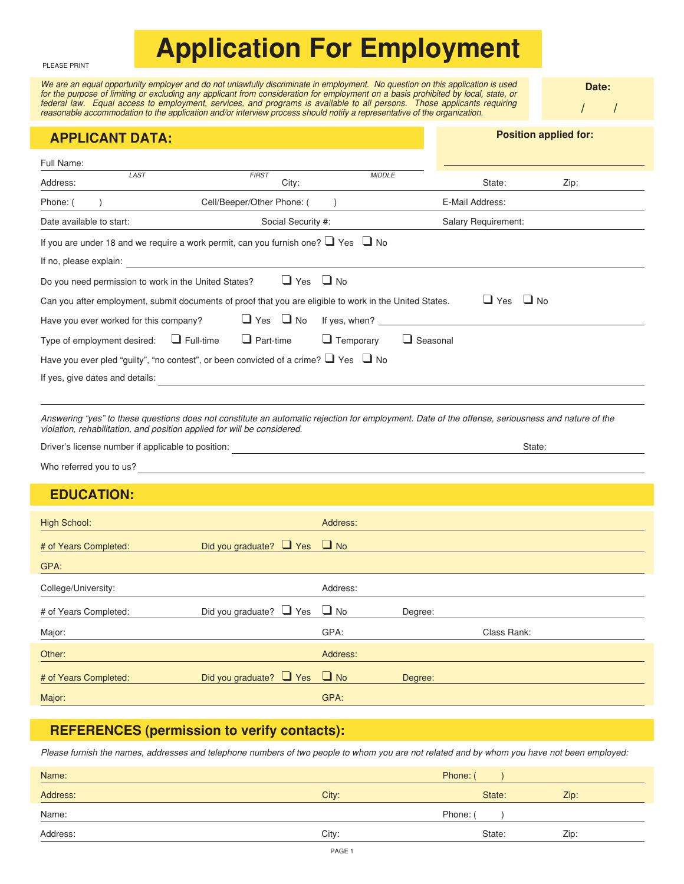PLEASE PRINT

# Application For Employment

*We are an equal opportunity employer and do not unlawfully discriminate in employment. No question on this application is used for the purpose of limiting or excluding any applicant from consideration for employment on a basis prohibited by local, state, or federal law. Equal access to employment, services, and programs is available to all persons. Those applicants requiring reasonable accommodation to the application and/or interview process should notify a representative of the organization.*

**Date:** / /

## APPLICANT DATA:

**Position applied for:** ______________________

Full Name: ______________________ (LAST) ______________________ (FIRST) ______________________ (MIDDLE)

Address: ______________________ City: ______________________ State: __________ Zip: __________

Phone: ( ) ______________________ Cell/Beeper/Other Phone: ( ) ______________________ E-Mail Address: ______________________

Date available to start: ______________________ Social Security #: ______________________ Salary Requirement: ______________________

If you are under 18 and we require a work permit, can you furnish one? ❑ Yes ❑ No

If no, please explain: ______________________

Do you need permission to work in the United States? ❑ Yes ❑ No

Can you after employment, submit documents of proof that you are eligible to work in the United States. ❑ Yes ❑ No

Have you ever worked for this company? ❑ Yes ❑ No If yes, when? ______________________

Type of employment desired: ❑ Full-time ❑ Part-time ❑ Temporary ❑ Seasonal

Have you ever pled “guilty”, “no contest”, or been convicted of a crime? ❑ Yes ❑ No

If yes, give dates and details: ______________________

______________________

*Answering “yes” to these questions does not constitute an automatic rejection for employment. Date of the offense, seriousness and nature of the violation, rehabilitation, and position applied for will be considered.*

Driver’s license number if applicable to position: ______________________ State: __________

Who referred you to us? ______________________

## EDUCATION:

High School: ______________________ Address: ______________________

\# of Years Completed: __________ Did you graduate? ❑ Yes ❑ No

GPA: __________

College/University: ______________________ Address: ______________________

\# of Years Completed: __________ Did you graduate? ❑ Yes ❑ No Degree: __________

Major: ______________________ GPA: __________ Class Rank: __________

Other: ______________________ Address: ______________________

\# of Years Completed: __________ Did you graduate? ❑ Yes ❑ No Degree: __________

Major: ______________________ GPA: __________

## REFERENCES (permission to verify contacts):

*Please furnish the names, addresses and telephone numbers of two people to whom you are not related and by whom you have not been employed:*

Name: ______________________ Phone: ( ) __________

Address: ______________________ City: ______________________ State: __________ Zip: __________

Name: ______________________ Phone: ( ) __________

Address: ______________________ City: ______________________ State: __________ Zip: __________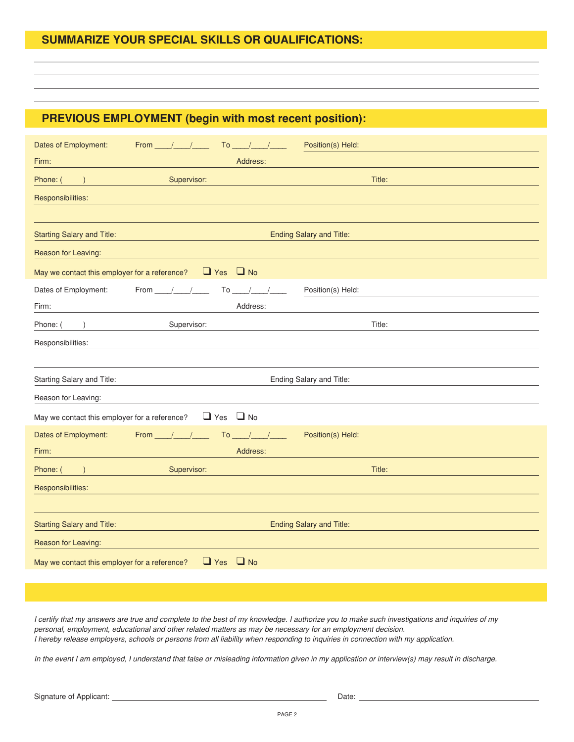## SUMMARIZE YOUR SPECIAL SKILLS OR QUALIFICATIONS:

______________________________________________________________________

______________________________________________________________________

______________________________________________________________________

______________________________________________________________________

## PREVIOUS EMPLOYMENT (begin with most recent position):

Dates of Employment: From ____/____/____ To ____/____/____ Position(s) Held: ____________________

Firm: ____________________ Address: ____________________

Phone: (      ) ____________________ Supervisor: ____________________ Title: ____________________

Responsibilities: ______________________________________________________________________

______________________________________________________________________

Starting Salary and Title: ____________________ Ending Salary and Title: ____________________

Reason for Leaving: ______________________________________________________________________

May we contact this employer for a reference? ☐ Yes ☐ No

Dates of Employment: From ____/____/____ To ____/____/____ Position(s) Held: ____________________

Firm: ____________________ Address: ____________________

Phone: (      ) ____________________ Supervisor: ____________________ Title: ____________________

Responsibilities: ______________________________________________________________________

______________________________________________________________________

Starting Salary and Title: ____________________ Ending Salary and Title: ____________________

Reason for Leaving: ______________________________________________________________________

May we contact this employer for a reference? ☐ Yes ☐ No

Dates of Employment: From ____/____/____ To ____/____/____ Position(s) Held: ____________________

Firm: ____________________ Address: ____________________

Phone: (      ) ____________________ Supervisor: ____________________ Title: ____________________

Responsibilities: ______________________________________________________________________

______________________________________________________________________

Starting Salary and Title: ____________________ Ending Salary and Title: ____________________

Reason for Leaving: ______________________________________________________________________

May we contact this employer for a reference? ☐ Yes ☐ No

*I certify that my answers are true and complete to the best of my knowledge. I authorize you to make such investigations and inquiries of my personal, employment, educational and other related matters as may be necessary for an employment decision.*
*I hereby release employers, schools or persons from all liability when responding to inquiries in connection with my application.*

*In the event I am employed, I understand that false or misleading information given in my application or interview(s) may result in discharge.*

Signature of Applicant: ________________________________ Date: ____________________